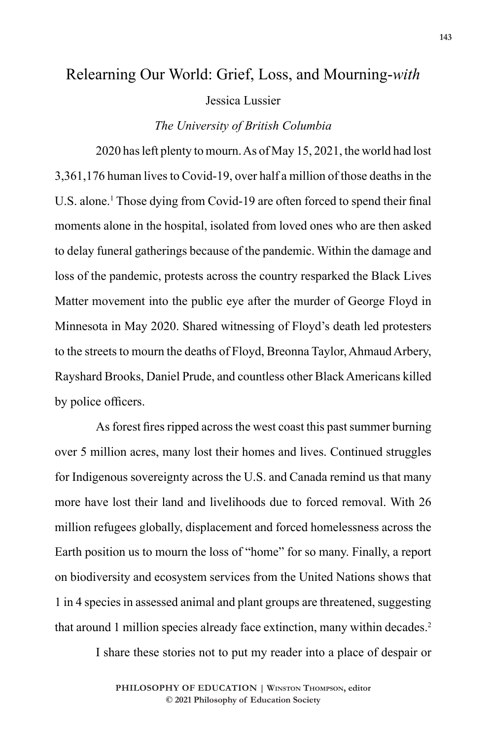# Relearning Our World: Grief, Loss, and Mourning-*with*

Jessica Lussier

*The University of British Columbia*

2020 has left plenty to mourn. As of May 15, 2021, the world had lost 3,361,176 human lives to Covid-19, over half a million of those deaths in the U.S. alone.[1] Those dying from Covid-19 are often forced to spend their final moments alone in the hospital, isolated from loved ones who are then asked to delay funeral gatherings because of the pandemic. Within the damage and loss of the pandemic, protests across the country resparked the Black Lives Matter movement into the public eye after the murder of George Floyd in Minnesota in May 2020. Shared witnessing of Floyd's death led protesters to the streets to mourn the deaths of Floyd, Breonna Taylor, Ahmaud Arbery, Rayshard Brooks, Daniel Prude, and countless other Black Americans killed by police officers.

As forest fires ripped across the west coast this past summer burning over 5 million acres, many lost their homes and lives. Continued struggles for Indigenous sovereignty across the U.S. and Canada remind us that many more have lost their land and livelihoods due to forced removal. With 26 million refugees globally, displacement and forced homelessness across the Earth position us to mourn the loss of "home" for so many. Finally, a report on biodiversity and ecosystem services from the United Nations shows that 1 in 4 species in assessed animal and plant groups are threatened, suggesting that around 1 million species already face extinction, many within decades.[2]

I share these stories not to put my reader into a place of despair or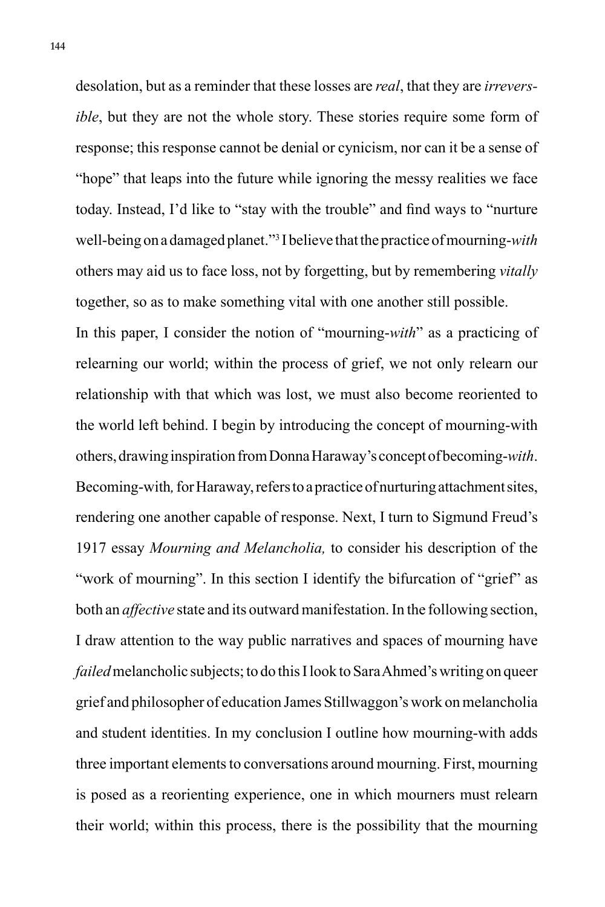desolation, but as a reminder that these losses are *real*, that they are *irreversible*, but they are not the whole story. These stories require some form of response; this response cannot be denial or cynicism, nor can it be a sense of "hope" that leaps into the future while ignoring the messy realities we face today. Instead, I'd like to "stay with the trouble" and find ways to "nurture well-being on a damaged planet."[3] I believe that the practice of mourning-*with* others may aid us to face loss, not by forgetting, but by remembering *vitally* together, so as to make something vital with one another still possible.

In this paper, I consider the notion of "mourning-*with*" as a practicing of relearning our world; within the process of grief, we not only relearn our relationship with that which was lost, we must also become reoriented to the world left behind. I begin by introducing the concept of mourning-with others, drawing inspiration from Donna Haraway's concept of becoming-*with*. Becoming-with*,* for Haraway, refers to a practice of nurturing attachment sites, rendering one another capable of response. Next, I turn to Sigmund Freud's 1917 essay *Mourning and Melancholia,* to consider his description of the "work of mourning". In this section I identify the bifurcation of "grief" as both an *affective* state and its outward manifestation. In the following section, I draw attention to the way public narratives and spaces of mourning have *failed* melancholic subjects; to do this I look to Sara Ahmed's writing on queer grief and philosopher of education James Stillwaggon's work on melancholia and student identities. In my conclusion I outline how mourning-with adds three important elements to conversations around mourning. First, mourning is posed as a reorienting experience, one in which mourners must relearn their world; within this process, there is the possibility that the mourning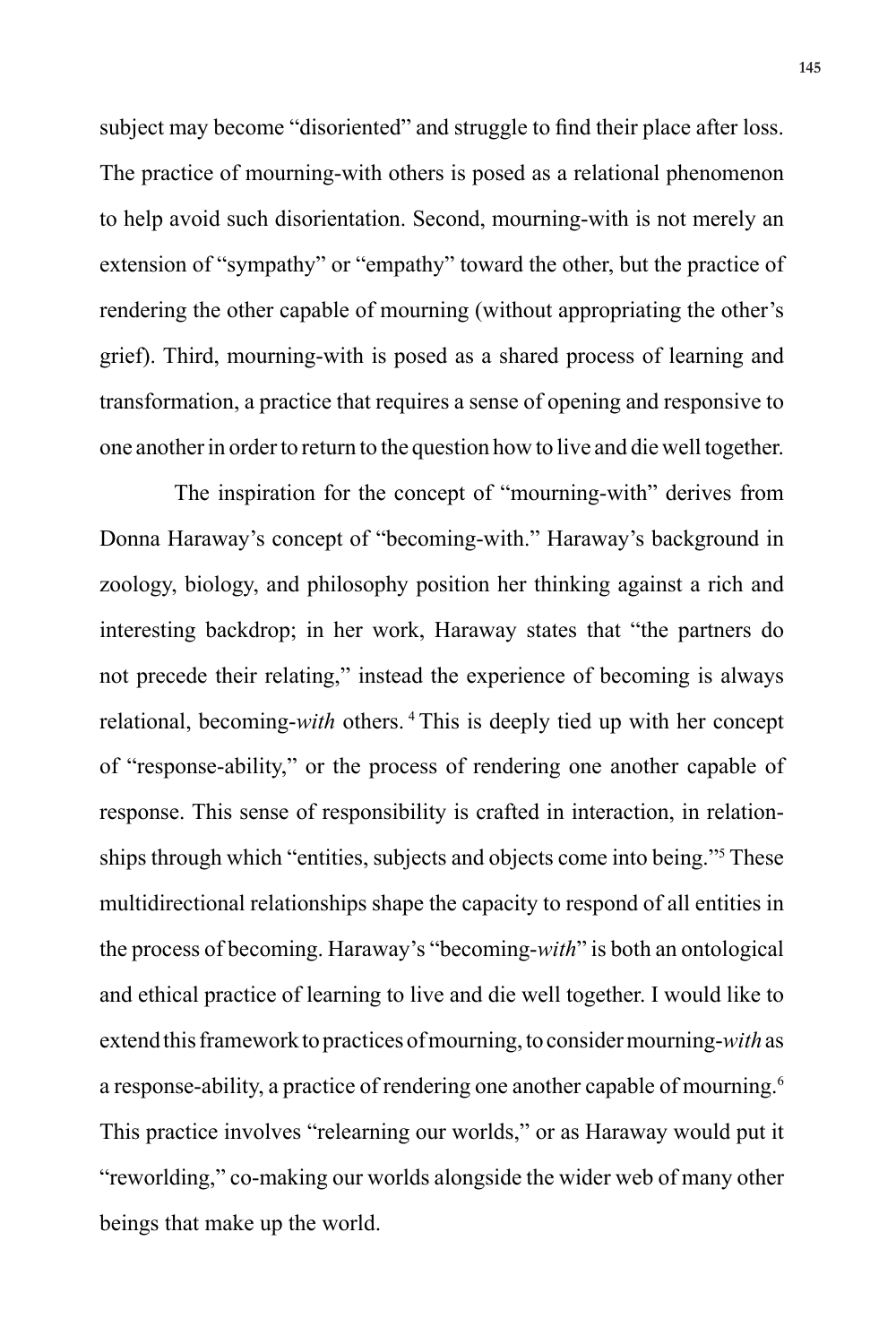subject may become "disoriented" and struggle to find their place after loss. The practice of mourning-with others is posed as a relational phenomenon to help avoid such disorientation. Second, mourning-with is not merely an extension of "sympathy" or "empathy" toward the other, but the practice of rendering the other capable of mourning (without appropriating the other's grief). Third, mourning-with is posed as a shared process of learning and transformation, a practice that requires a sense of opening and responsive to one another in order to return to the question how to live and die well together.

The inspiration for the concept of "mourning-with" derives from Donna Haraway's concept of "becoming-with." Haraway's background in zoology, biology, and philosophy position her thinking against a rich and interesting backdrop; in her work, Haraway states that "the partners do not precede their relating," instead the experience of becoming is always relational, becoming-*with* others.[4] This is deeply tied up with her concept of "response-ability," or the process of rendering one another capable of response. This sense of responsibility is crafted in interaction, in relationships through which "entities, subjects and objects come into being."[5] These multidirectional relationships shape the capacity to respond of all entities in the process of becoming. Haraway's "becoming-*with*" is both an ontological and ethical practice of learning to live and die well together. I would like to extend this framework to practices of mourning, to consider mourning-*with* as a response-ability, a practice of rendering one another capable of mourning.[6] This practice involves "relearning our worlds," or as Haraway would put it "reworlding," co-making our worlds alongside the wider web of many other beings that make up the world.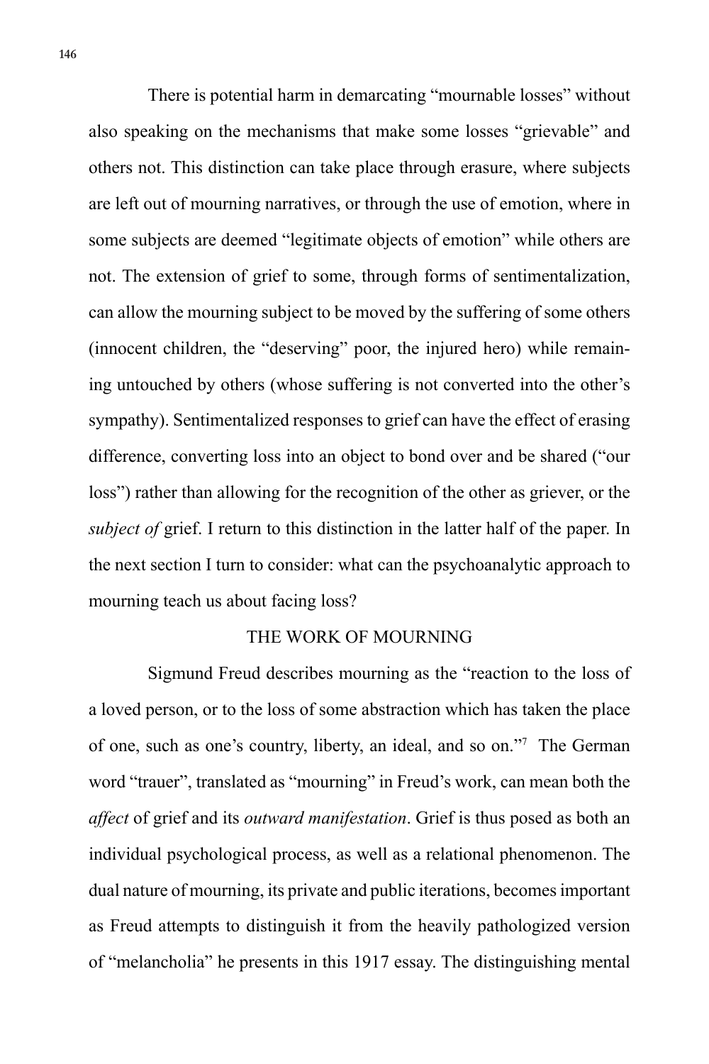There is potential harm in demarcating "mournable losses" without also speaking on the mechanisms that make some losses "grievable" and others not. This distinction can take place through erasure, where subjects are left out of mourning narratives, or through the use of emotion, where in some subjects are deemed "legitimate objects of emotion" while others are not. The extension of grief to some, through forms of sentimentalization, can allow the mourning subject to be moved by the suffering of some others (innocent children, the "deserving" poor, the injured hero) while remaining untouched by others (whose suffering is not converted into the other's sympathy). Sentimentalized responses to grief can have the effect of erasing difference, converting loss into an object to bond over and be shared ("our loss") rather than allowing for the recognition of the other as griever, or the *subject of* grief. I return to this distinction in the latter half of the paper. In the next section I turn to consider: what can the psychoanalytic approach to mourning teach us about facing loss?

## THE WORK OF MOURNING

Sigmund Freud describes mourning as the "reaction to the loss of a loved person, or to the loss of some abstraction which has taken the place of one, such as one's country, liberty, an ideal, and so on."[7] The German word "trauer", translated as "mourning" in Freud's work, can mean both the *affect* of grief and its *outward manifestation*. Grief is thus posed as both an individual psychological process, as well as a relational phenomenon. The dual nature of mourning, its private and public iterations, becomes important as Freud attempts to distinguish it from the heavily pathologized version of "melancholia" he presents in this 1917 essay. The distinguishing mental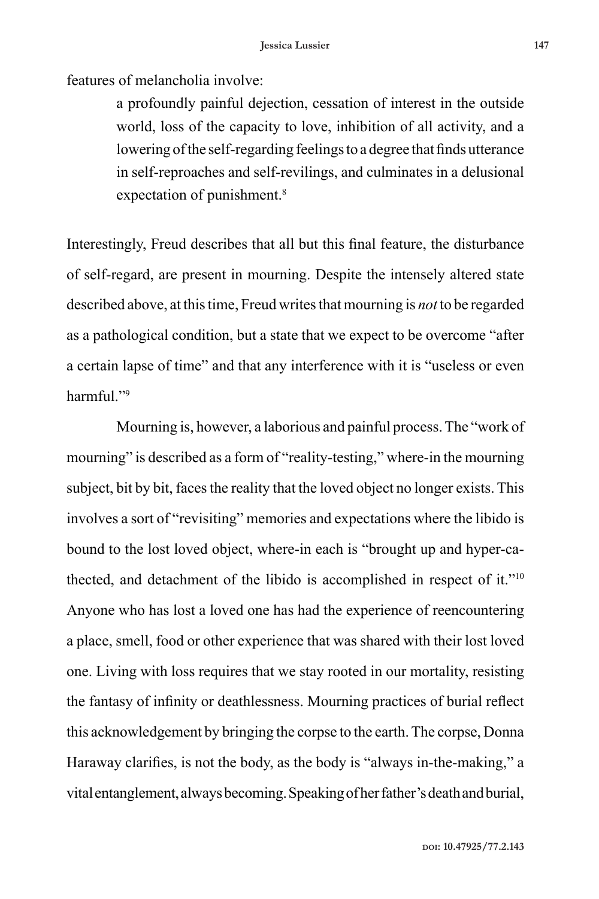features of melancholia involve:

> a profoundly painful dejection, cessation of interest in the outside world, loss of the capacity to love, inhibition of all activity, and a lowering of the self-regarding feelings to a degree that finds utterance in self-reproaches and self-revilings, and culminates in a delusional expectation of punishment.[8]

Interestingly, Freud describes that all but this final feature, the disturbance of self-regard, are present in mourning. Despite the intensely altered state described above, at this time, Freud writes that mourning is *not* to be regarded as a pathological condition, but a state that we expect to be overcome "after a certain lapse of time" and that any interference with it is "useless or even harmful."[9]

Mourning is, however, a laborious and painful process. The "work of mourning" is described as a form of "reality-testing," where-in the mourning subject, bit by bit, faces the reality that the loved object no longer exists. This involves a sort of "revisiting" memories and expectations where the libido is bound to the lost loved object, where-in each is "brought up and hyper-cathected, and detachment of the libido is accomplished in respect of it."[10] Anyone who has lost a loved one has had the experience of reencountering a place, smell, food or other experience that was shared with their lost loved one. Living with loss requires that we stay rooted in our mortality, resisting the fantasy of infinity or deathlessness. Mourning practices of burial reflect this acknowledgement by bringing the corpse to the earth. The corpse, Donna Haraway clarifies, is not the body, as the body is "always in-the-making," a vital entanglement, always becoming. Speaking of her father's death and burial,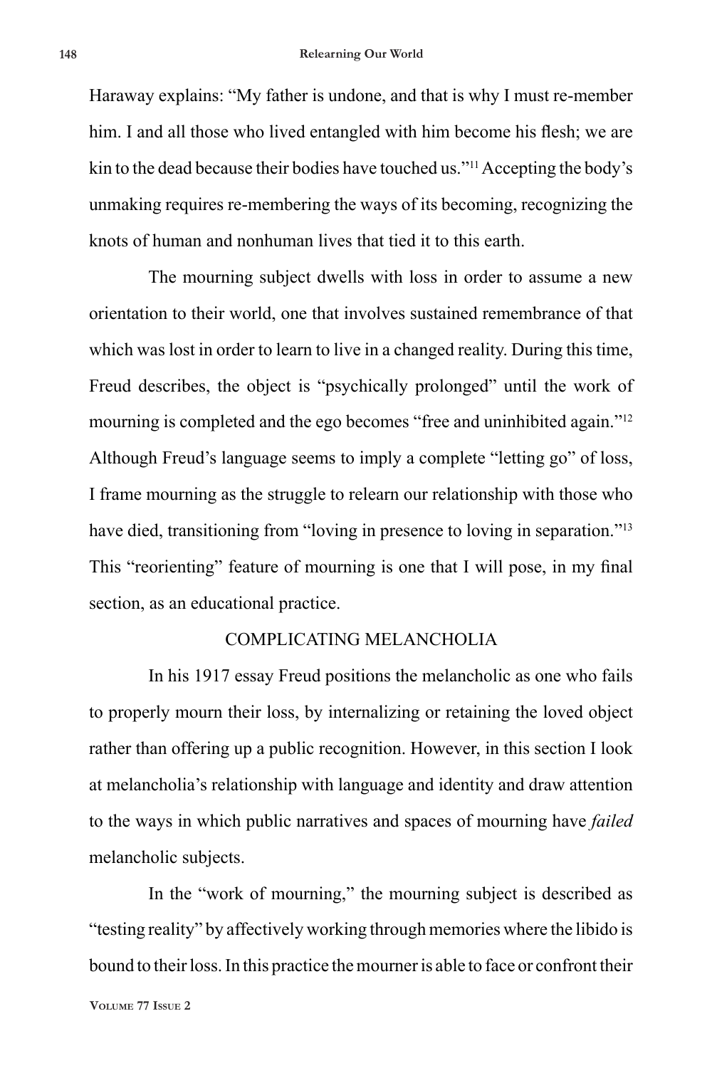Haraway explains: "My father is undone, and that is why I must re-member him. I and all those who lived entangled with him become his flesh; we are kin to the dead because their bodies have touched us."[11] Accepting the body's unmaking requires re-membering the ways of its becoming, recognizing the knots of human and nonhuman lives that tied it to this earth.

The mourning subject dwells with loss in order to assume a new orientation to their world, one that involves sustained remembrance of that which was lost in order to learn to live in a changed reality. During this time, Freud describes, the object is "psychically prolonged" until the work of mourning is completed and the ego becomes "free and uninhibited again."[12] Although Freud's language seems to imply a complete "letting go" of loss, I frame mourning as the struggle to relearn our relationship with those who have died, transitioning from "loving in presence to loving in separation."[13] This "reorienting" feature of mourning is one that I will pose, in my final section, as an educational practice.

## COMPLICATING MELANCHOLIA

In his 1917 essay Freud positions the melancholic as one who fails to properly mourn their loss, by internalizing or retaining the loved object rather than offering up a public recognition. However, in this section I look at melancholia's relationship with language and identity and draw attention to the ways in which public narratives and spaces of mourning have *failed* melancholic subjects.

In the "work of mourning," the mourning subject is described as "testing reality" by affectively working through memories where the libido is bound to their loss. In this practice the mourner is able to face or confront their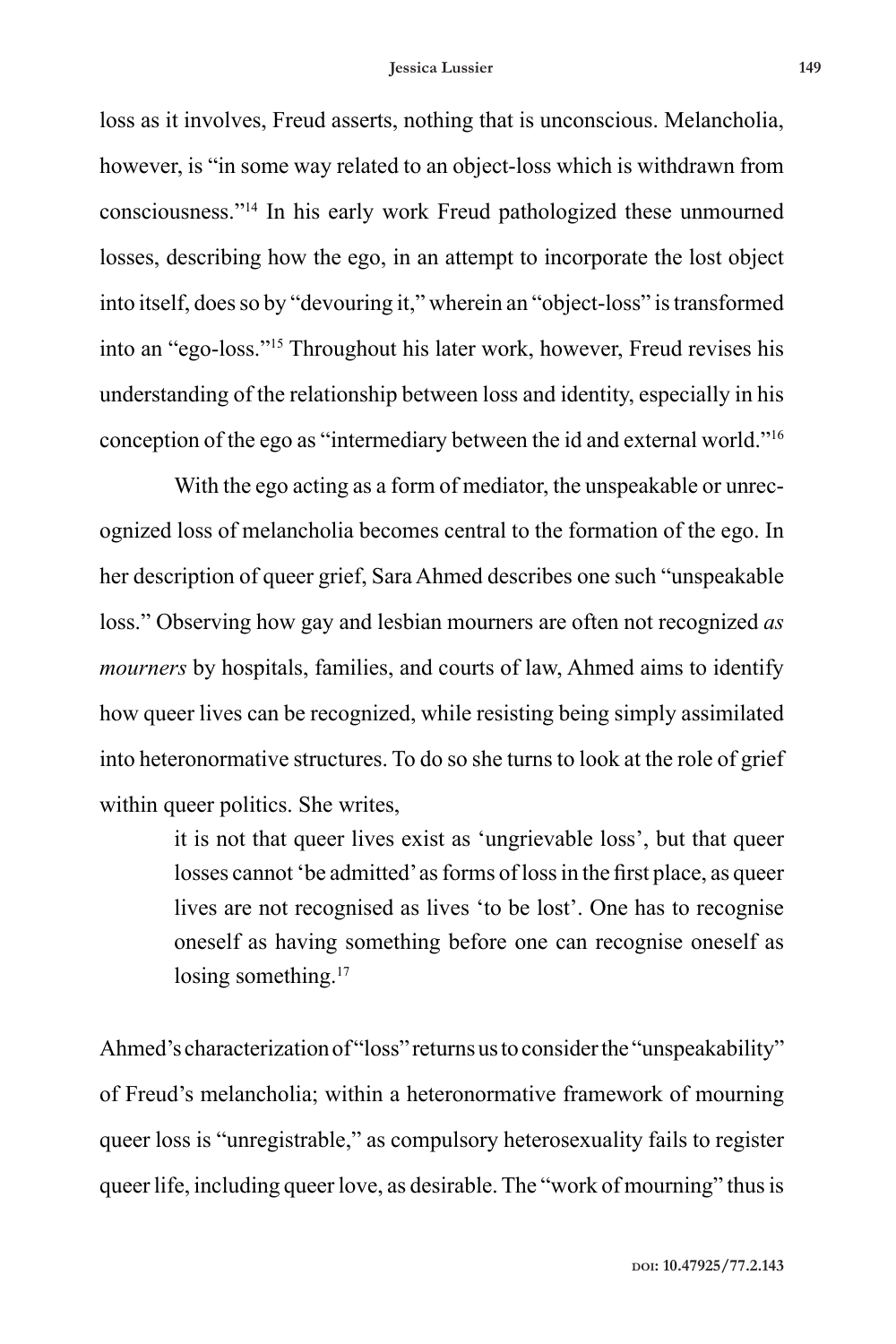loss as it involves, Freud asserts, nothing that is unconscious. Melancholia, however, is "in some way related to an object-loss which is withdrawn from consciousness."[14] In his early work Freud pathologized these unmourned losses, describing how the ego, in an attempt to incorporate the lost object into itself, does so by "devouring it," wherein an "object-loss" is transformed into an "ego-loss."[15] Throughout his later work, however, Freud revises his understanding of the relationship between loss and identity, especially in his conception of the ego as "intermediary between the id and external world."[16]

With the ego acting as a form of mediator, the unspeakable or unrecognized loss of melancholia becomes central to the formation of the ego. In her description of queer grief, Sara Ahmed describes one such "unspeakable loss." Observing how gay and lesbian mourners are often not recognized *as mourners* by hospitals, families, and courts of law, Ahmed aims to identify how queer lives can be recognized, while resisting being simply assimilated into heteronormative structures. To do so she turns to look at the role of grief within queer politics. She writes,

> it is not that queer lives exist as 'ungrievable loss', but that queer losses cannot 'be admitted' as forms of loss in the first place, as queer lives are not recognised as lives 'to be lost'. One has to recognise oneself as having something before one can recognise oneself as losing something.[17]

Ahmed's characterization of "loss" returns us to consider the "unspeakability" of Freud's melancholia; within a heteronormative framework of mourning queer loss is "unregistrable," as compulsory heterosexuality fails to register queer life, including queer love, as desirable. The "work of mourning" thus is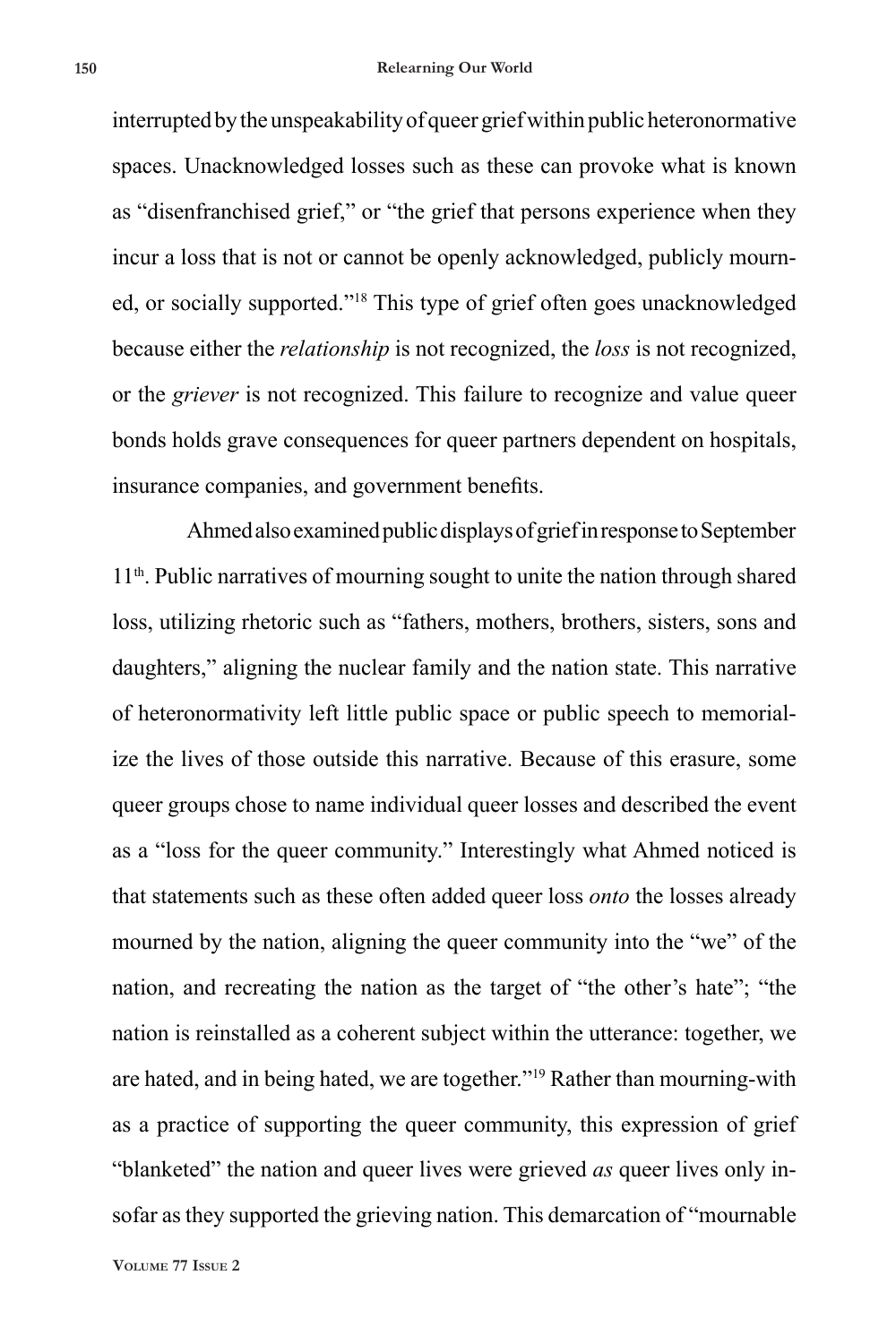interrupted by the unspeakability of queer grief within public heteronormative spaces. Unacknowledged losses such as these can provoke what is known as "disenfranchised grief," or "the grief that persons experience when they incur a loss that is not or cannot be openly acknowledged, publicly mourned, or socially supported."[18] This type of grief often goes unacknowledged because either the *relationship* is not recognized, the *loss* is not recognized, or the *griever* is not recognized. This failure to recognize and value queer bonds holds grave consequences for queer partners dependent on hospitals, insurance companies, and government benefits.

Ahmed also examined public displays of grief in response to September 11th. Public narratives of mourning sought to unite the nation through shared loss, utilizing rhetoric such as "fathers, mothers, brothers, sisters, sons and daughters," aligning the nuclear family and the nation state. This narrative of heteronormativity left little public space or public speech to memorialize the lives of those outside this narrative. Because of this erasure, some queer groups chose to name individual queer losses and described the event as a "loss for the queer community." Interestingly what Ahmed noticed is that statements such as these often added queer loss *onto* the losses already mourned by the nation, aligning the queer community into the "we" of the nation, and recreating the nation as the target of "the other's hate"; "the nation is reinstalled as a coherent subject within the utterance: together, we are hated, and in being hated, we are together."[19] Rather than mourning-with as a practice of supporting the queer community, this expression of grief "blanketed" the nation and queer lives were grieved *as* queer lives only insofar as they supported the grieving nation. This demarcation of "mournable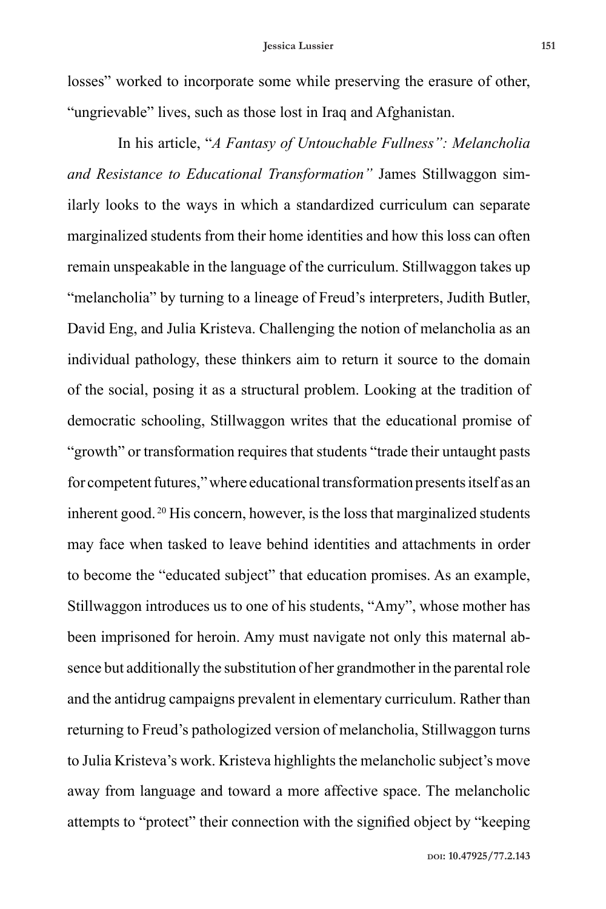losses" worked to incorporate some while preserving the erasure of other, "ungrievable" lives, such as those lost in Iraq and Afghanistan.

In his article, "*A Fantasy of Untouchable Fullness": Melancholia and Resistance to Educational Transformation"* James Stillwaggon similarly looks to the ways in which a standardized curriculum can separate marginalized students from their home identities and how this loss can often remain unspeakable in the language of the curriculum. Stillwaggon takes up "melancholia" by turning to a lineage of Freud's interpreters, Judith Butler, David Eng, and Julia Kristeva. Challenging the notion of melancholia as an individual pathology, these thinkers aim to return it source to the domain of the social, posing it as a structural problem. Looking at the tradition of democratic schooling, Stillwaggon writes that the educational promise of "growth" or transformation requires that students "trade their untaught pasts for competent futures," where educational transformation presents itself as an inherent good.[20] His concern, however, is the loss that marginalized students may face when tasked to leave behind identities and attachments in order to become the "educated subject" that education promises. As an example, Stillwaggon introduces us to one of his students, "Amy", whose mother has been imprisoned for heroin. Amy must navigate not only this maternal absence but additionally the substitution of her grandmother in the parental role and the antidrug campaigns prevalent in elementary curriculum. Rather than returning to Freud's pathologized version of melancholia, Stillwaggon turns to Julia Kristeva's work. Kristeva highlights the melancholic subject's move away from language and toward a more affective space. The melancholic attempts to "protect" their connection with the signified object by "keeping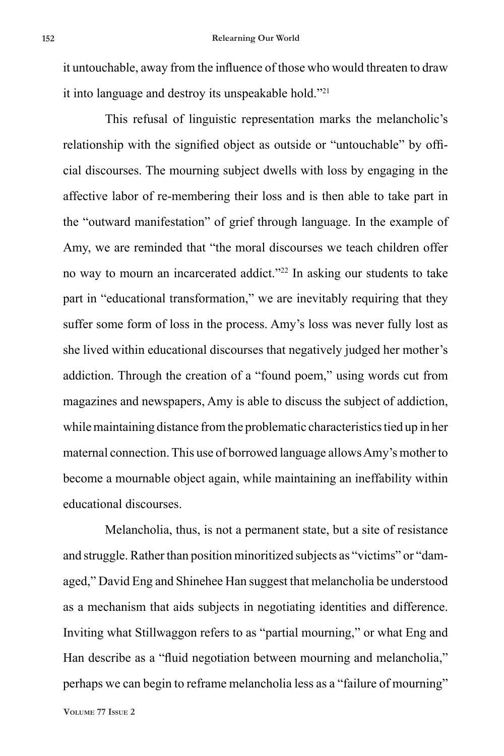it untouchable, away from the influence of those who would threaten to draw it into language and destroy its unspeakable hold."[21]

This refusal of linguistic representation marks the melancholic's relationship with the signified object as outside or "untouchable" by official discourses. The mourning subject dwells with loss by engaging in the affective labor of re-membering their loss and is then able to take part in the "outward manifestation" of grief through language. In the example of Amy, we are reminded that "the moral discourses we teach children offer no way to mourn an incarcerated addict."[22] In asking our students to take part in "educational transformation," we are inevitably requiring that they suffer some form of loss in the process. Amy's loss was never fully lost as she lived within educational discourses that negatively judged her mother's addiction. Through the creation of a "found poem," using words cut from magazines and newspapers, Amy is able to discuss the subject of addiction, while maintaining distance from the problematic characteristics tied up in her maternal connection. This use of borrowed language allows Amy's mother to become a mournable object again, while maintaining an ineffability within educational discourses.

Melancholia, thus, is not a permanent state, but a site of resistance and struggle. Rather than position minoritized subjects as "victims" or "damaged," David Eng and Shinehee Han suggest that melancholia be understood as a mechanism that aids subjects in negotiating identities and difference. Inviting what Stillwaggon refers to as "partial mourning," or what Eng and Han describe as a "fluid negotiation between mourning and melancholia," perhaps we can begin to reframe melancholia less as a "failure of mourning"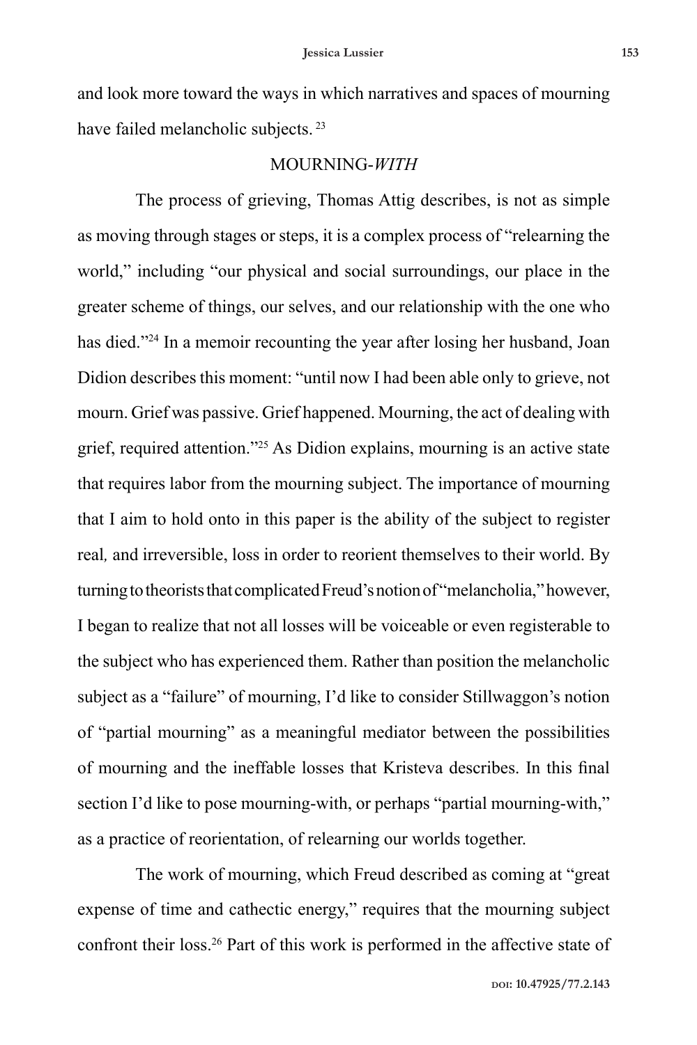and look more toward the ways in which narratives and spaces of mourning have failed melancholic subjects. [23]

## MOURNING-*WITH*

The process of grieving, Thomas Attig describes, is not as simple as moving through stages or steps, it is a complex process of "relearning the world," including "our physical and social surroundings, our place in the greater scheme of things, our selves, and our relationship with the one who has died."[24] In a memoir recounting the year after losing her husband, Joan Didion describes this moment: "until now I had been able only to grieve, not mourn. Grief was passive. Grief happened. Mourning, the act of dealing with grief, required attention."[25] As Didion explains, mourning is an active state that requires labor from the mourning subject. The importance of mourning that I aim to hold onto in this paper is the ability of the subject to register real*,* and irreversible, loss in order to reorient themselves to their world. By turning to theorists that complicated Freud's notion of "melancholia," however, I began to realize that not all losses will be voiceable or even registerable to the subject who has experienced them. Rather than position the melancholic subject as a "failure" of mourning, I'd like to consider Stillwaggon's notion of "partial mourning" as a meaningful mediator between the possibilities of mourning and the ineffable losses that Kristeva describes. In this final section I'd like to pose mourning-with, or perhaps "partial mourning-with," as a practice of reorientation, of relearning our worlds together.

The work of mourning, which Freud described as coming at "great expense of time and cathectic energy," requires that the mourning subject confront their loss.[26] Part of this work is performed in the affective state of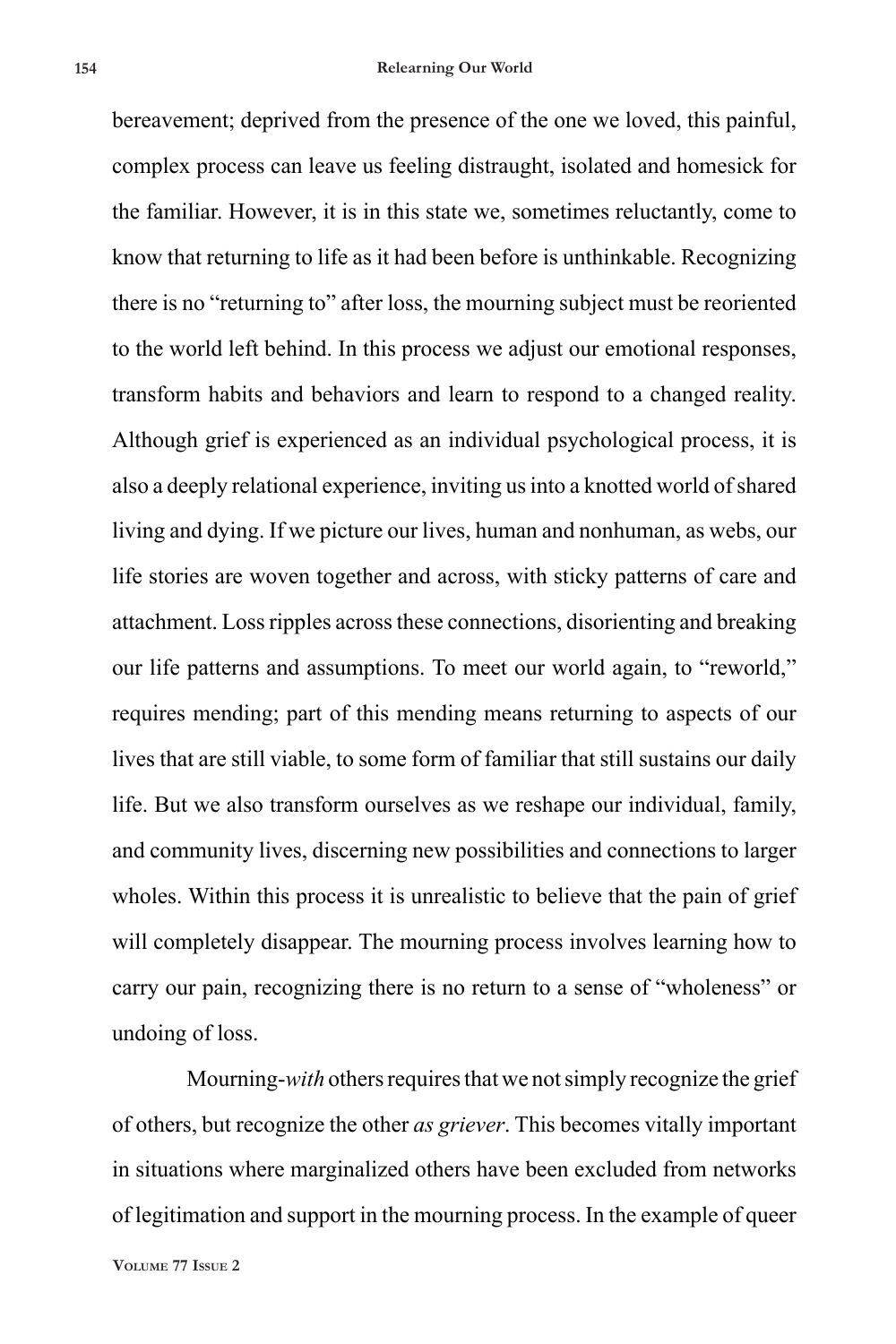bereavement; deprived from the presence of the one we loved, this painful, complex process can leave us feeling distraught, isolated and homesick for the familiar. However, it is in this state we, sometimes reluctantly, come to know that returning to life as it had been before is unthinkable. Recognizing there is no "returning to" after loss, the mourning subject must be reoriented to the world left behind. In this process we adjust our emotional responses, transform habits and behaviors and learn to respond to a changed reality. Although grief is experienced as an individual psychological process, it is also a deeply relational experience, inviting us into a knotted world of shared living and dying. If we picture our lives, human and nonhuman, as webs, our life stories are woven together and across, with sticky patterns of care and attachment. Loss ripples across these connections, disorienting and breaking our life patterns and assumptions. To meet our world again, to "reworld," requires mending; part of this mending means returning to aspects of our lives that are still viable, to some form of familiar that still sustains our daily life. But we also transform ourselves as we reshape our individual, family, and community lives, discerning new possibilities and connections to larger wholes. Within this process it is unrealistic to believe that the pain of grief will completely disappear. The mourning process involves learning how to carry our pain, recognizing there is no return to a sense of "wholeness" or undoing of loss.

Mourning-*with* others requires that we not simply recognize the grief of others, but recognize the other *as griever*. This becomes vitally important in situations where marginalized others have been excluded from networks of legitimation and support in the mourning process. In the example of queer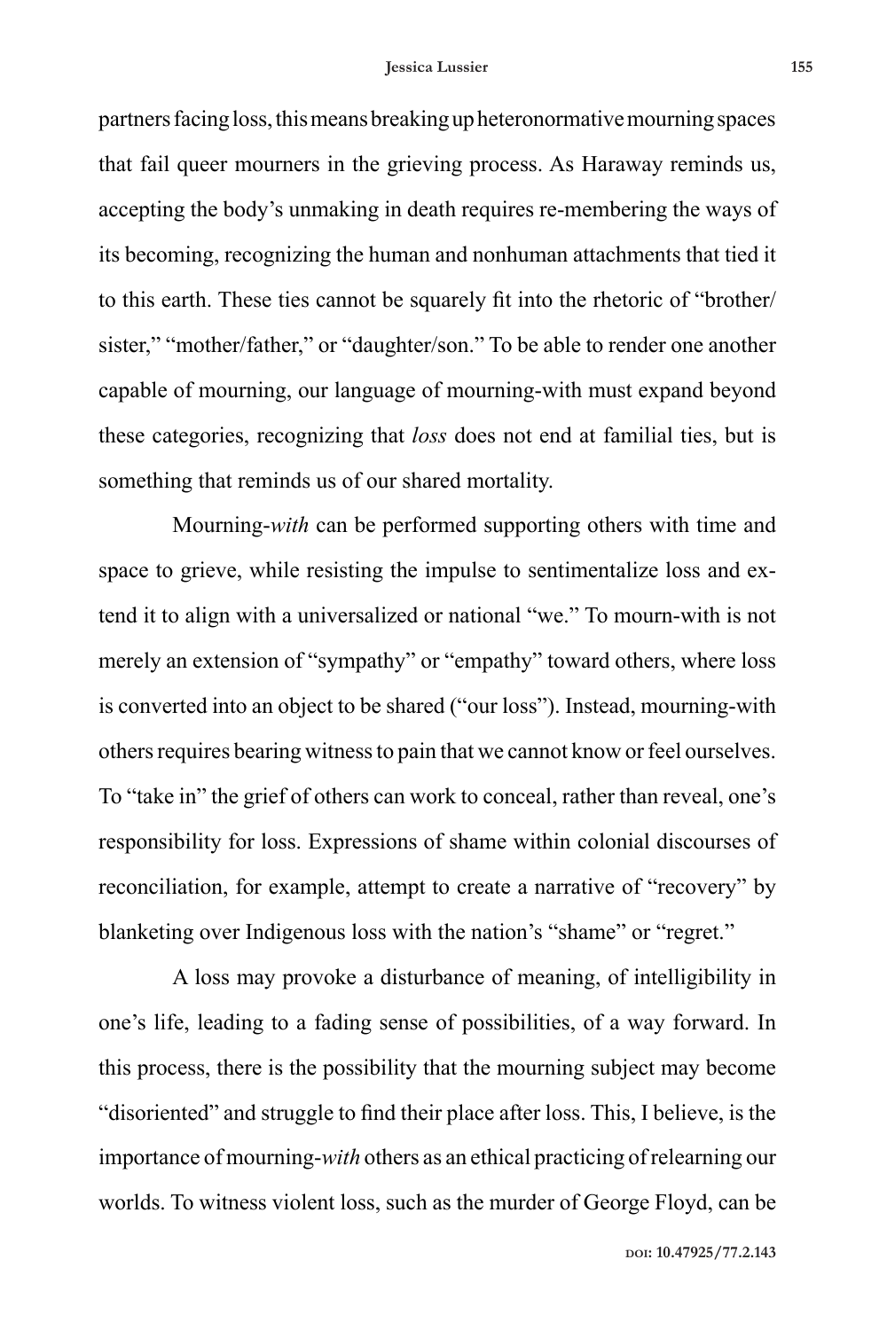partners facing loss, this means breaking up heteronormative mourning spaces that fail queer mourners in the grieving process. As Haraway reminds us, accepting the body's unmaking in death requires re-membering the ways of its becoming, recognizing the human and nonhuman attachments that tied it to this earth. These ties cannot be squarely fit into the rhetoric of "brother/sister," "mother/father," or "daughter/son." To be able to render one another capable of mourning, our language of mourning-with must expand beyond these categories, recognizing that *loss* does not end at familial ties, but is something that reminds us of our shared mortality.

Mourning-*with* can be performed supporting others with time and space to grieve, while resisting the impulse to sentimentalize loss and extend it to align with a universalized or national "we." To mourn-with is not merely an extension of "sympathy" or "empathy" toward others, where loss is converted into an object to be shared ("our loss"). Instead, mourning-with others requires bearing witness to pain that we cannot know or feel ourselves. To "take in" the grief of others can work to conceal, rather than reveal, one's responsibility for loss. Expressions of shame within colonial discourses of reconciliation, for example, attempt to create a narrative of "recovery" by blanketing over Indigenous loss with the nation's "shame" or "regret."

A loss may provoke a disturbance of meaning, of intelligibility in one's life, leading to a fading sense of possibilities, of a way forward. In this process, there is the possibility that the mourning subject may become "disoriented" and struggle to find their place after loss. This, I believe, is the importance of mourning-*with* others as an ethical practicing of relearning our worlds. To witness violent loss, such as the murder of George Floyd, can be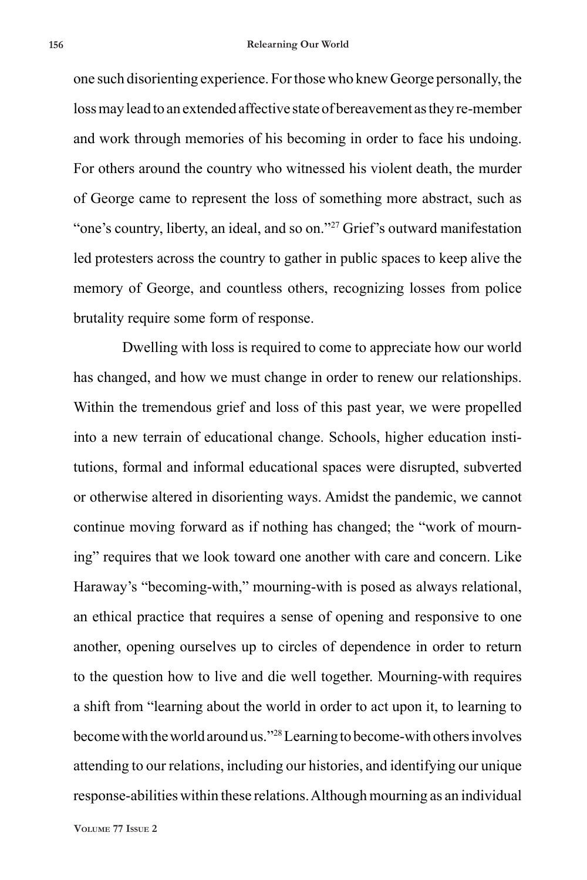one such disorienting experience. For those who knew George personally, the loss may lead to an extended affective state of bereavement as they re-member and work through memories of his becoming in order to face his undoing. For others around the country who witnessed his violent death, the murder of George came to represent the loss of something more abstract, such as "one's country, liberty, an ideal, and so on."[27] Grief's outward manifestation led protesters across the country to gather in public spaces to keep alive the memory of George, and countless others, recognizing losses from police brutality require some form of response.

Dwelling with loss is required to come to appreciate how our world has changed, and how we must change in order to renew our relationships. Within the tremendous grief and loss of this past year, we were propelled into a new terrain of educational change. Schools, higher education institutions, formal and informal educational spaces were disrupted, subverted or otherwise altered in disorienting ways. Amidst the pandemic, we cannot continue moving forward as if nothing has changed; the "work of mourning" requires that we look toward one another with care and concern. Like Haraway's "becoming-with," mourning-with is posed as always relational, an ethical practice that requires a sense of opening and responsive to one another, opening ourselves up to circles of dependence in order to return to the question how to live and die well together. Mourning-with requires a shift from "learning about the world in order to act upon it, to learning to become with the world around us."[28] Learning to become-with others involves attending to our relations, including our histories, and identifying our unique response-abilities within these relations. Although mourning as an individual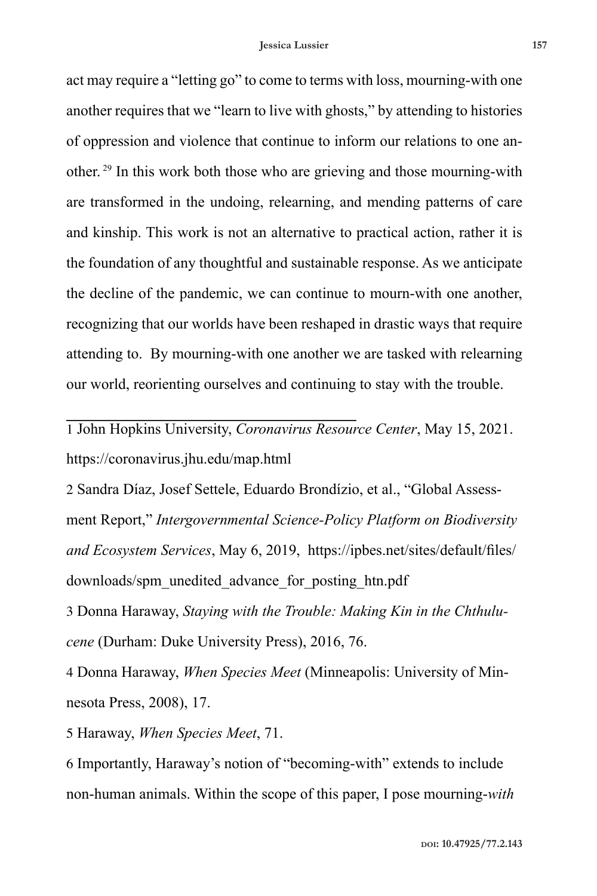act may require a "letting go" to come to terms with loss, mourning-with one another requires that we "learn to live with ghosts," by attending to histories of oppression and violence that continue to inform our relations to one another.[29] In this work both those who are grieving and those mourning-with are transformed in the undoing, relearning, and mending patterns of care and kinship. This work is not an alternative to practical action, rather it is the foundation of any thoughtful and sustainable response. As we anticipate the decline of the pandemic, we can continue to mourn-with one another, recognizing that our worlds have been reshaped in drastic ways that require attending to. By mourning-with one another we are tasked with relearning our world, reorienting ourselves and continuing to stay with the trouble.

---

1 John Hopkins University, *Coronavirus Resource Center*, May 15, 2021. https://coronavirus.jhu.edu/map.html

2 Sandra Díaz, Josef Settele, Eduardo Brondízio, et al., "Global Assessment Report," *Intergovernmental Science-Policy Platform on Biodiversity and Ecosystem Services*, May 6, 2019, https://ipbes.net/sites/default/files/downloads/spm_unedited_advance_for_posting_htn.pdf

3 Donna Haraway, *Staying with the Trouble: Making Kin in the Chthulucene* (Durham: Duke University Press), 2016, 76.

4 Donna Haraway, *When Species Meet* (Minneapolis: University of Minnesota Press, 2008), 17.

5 Haraway, *When Species Meet*, 71.

6 Importantly, Haraway's notion of "becoming-with" extends to include non-human animals. Within the scope of this paper, I pose mourning-*with*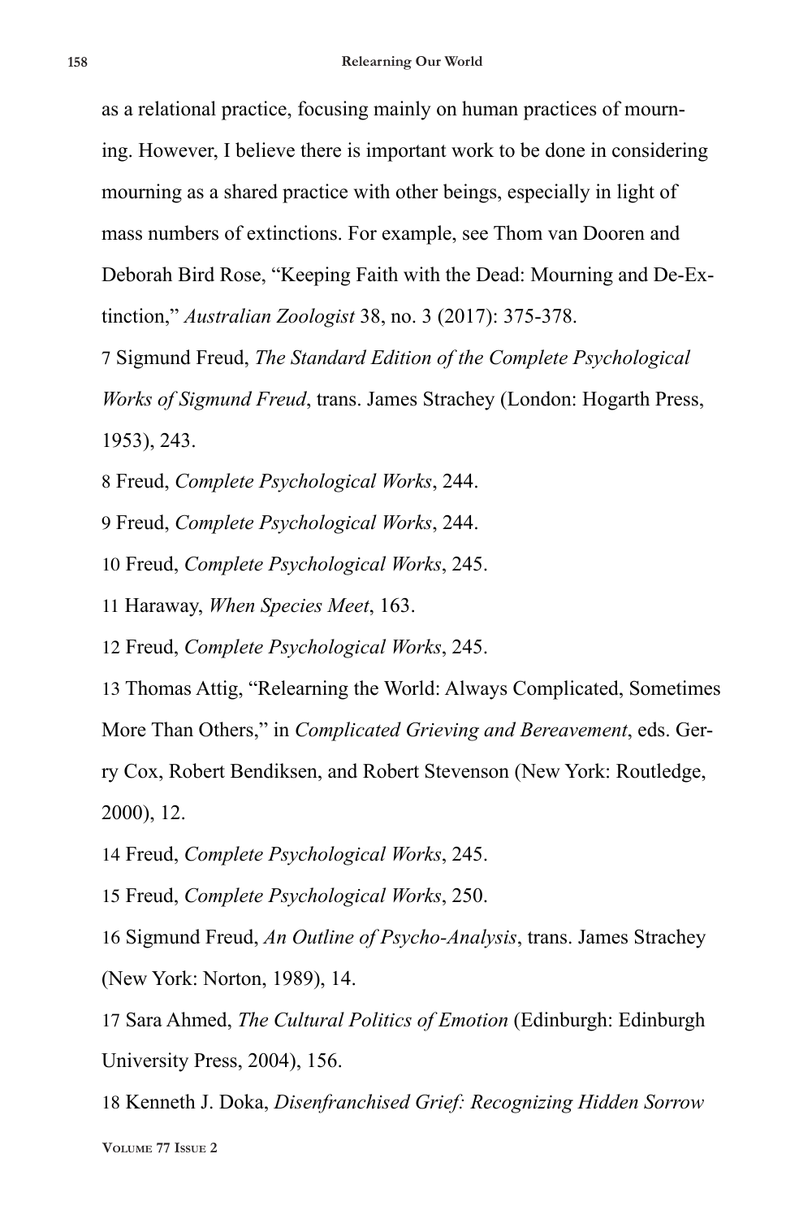as a relational practice, focusing mainly on human practices of mourning. However, I believe there is important work to be done in considering mourning as a shared practice with other beings, especially in light of mass numbers of extinctions. For example, see Thom van Dooren and Deborah Bird Rose, "Keeping Faith with the Dead: Mourning and De-Extinction," *Australian Zoologist* 38, no. 3 (2017): 375-378.

7 Sigmund Freud, *The Standard Edition of the Complete Psychological Works of Sigmund Freud*, trans. James Strachey (London: Hogarth Press, 1953), 243.

8 Freud, *Complete Psychological Works*, 244.

9 Freud, *Complete Psychological Works*, 244.

10 Freud, *Complete Psychological Works*, 245.

11 Haraway, *When Species Meet*, 163.

12 Freud, *Complete Psychological Works*, 245.

13 Thomas Attig, "Relearning the World: Always Complicated, Sometimes More Than Others," in *Complicated Grieving and Bereavement*, eds. Gerry Cox, Robert Bendiksen, and Robert Stevenson (New York: Routledge, 2000), 12.

14 Freud, *Complete Psychological Works*, 245.

15 Freud, *Complete Psychological Works*, 250.

16 Sigmund Freud, *An Outline of Psycho-Analysis*, trans. James Strachey (New York: Norton, 1989), 14.

17 Sara Ahmed, *The Cultural Politics of Emotion* (Edinburgh: Edinburgh University Press, 2004), 156.

18 Kenneth J. Doka, *Disenfranchised Grief: Recognizing Hidden Sorrow*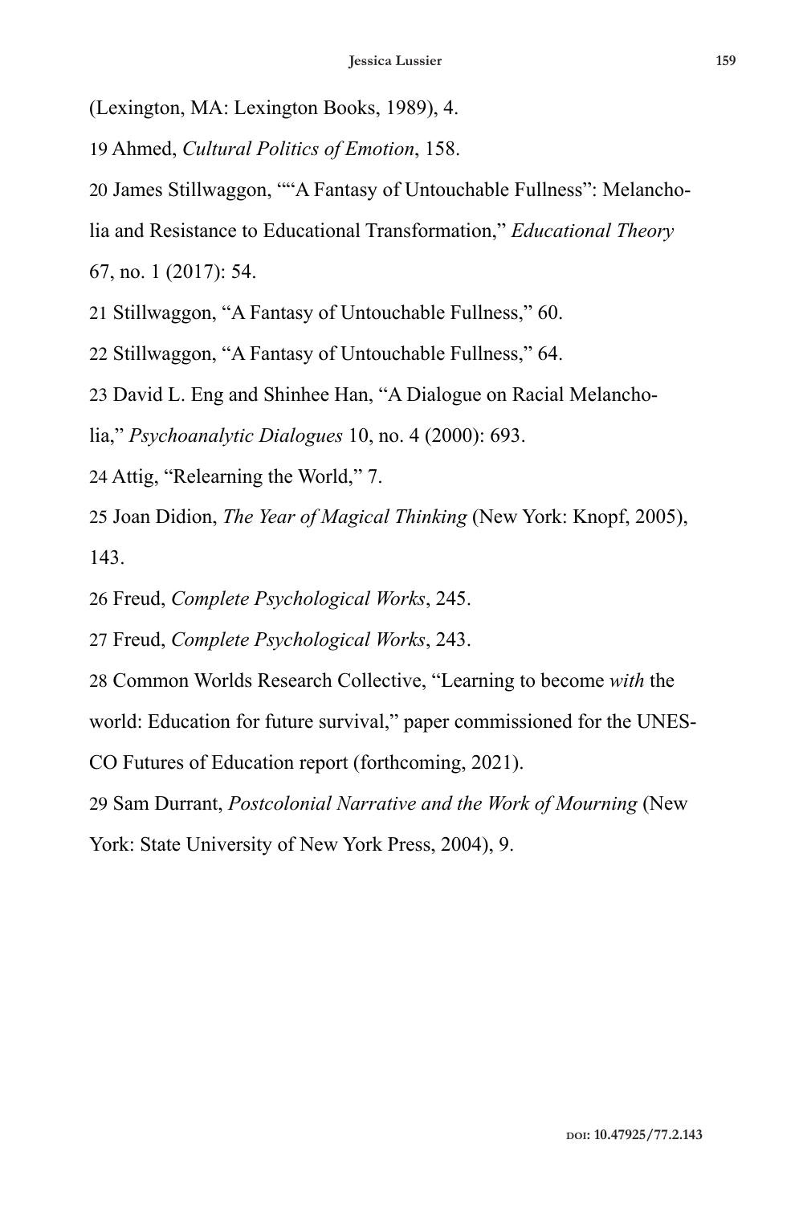(Lexington, MA: Lexington Books, 1989), 4.

19 Ahmed, *Cultural Politics of Emotion*, 158.

20 James Stillwaggon, "“A Fantasy of Untouchable Fullness”: Melancholia and Resistance to Educational Transformation," *Educational Theory* 67, no. 1 (2017): 54.

21 Stillwaggon, "A Fantasy of Untouchable Fullness," 60.

22 Stillwaggon, "A Fantasy of Untouchable Fullness," 64.

23 David L. Eng and Shinhee Han, "A Dialogue on Racial Melancholia," *Psychoanalytic Dialogues* 10, no. 4 (2000): 693.

24 Attig, "Relearning the World," 7.

25 Joan Didion, *The Year of Magical Thinking* (New York: Knopf, 2005), 143.

26 Freud, *Complete Psychological Works*, 245.

27 Freud, *Complete Psychological Works*, 243.

28 Common Worlds Research Collective, "Learning to become *with* the world: Education for future survival," paper commissioned for the UNESCO Futures of Education report (forthcoming, 2021).

29 Sam Durrant, *Postcolonial Narrative and the Work of Mourning* (New York: State University of New York Press, 2004), 9.